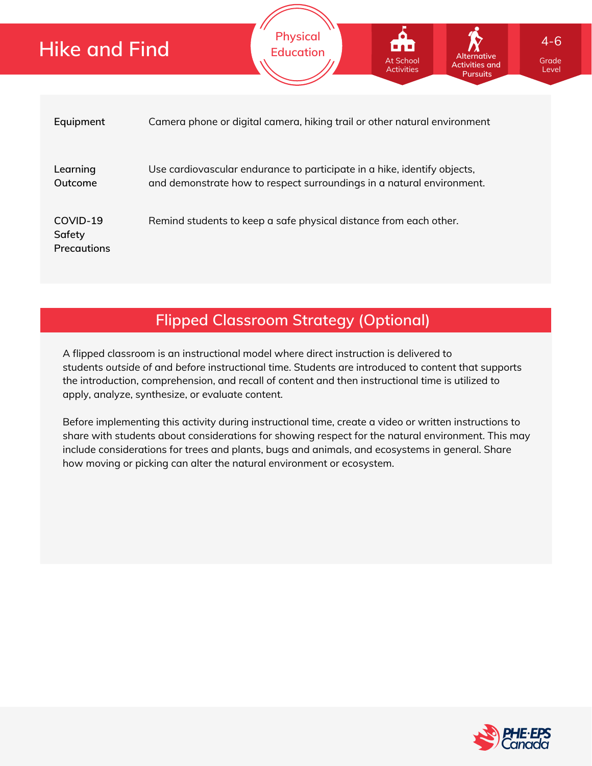# Hike and Find

Physical Education

At School Activities

Alternative Activities and Pursuits

4-6 Grade Level

| | |
|---|---|
| **Equipment** | Camera phone or digital camera, hiking trail or other natural environment |
| **Learning Outcome** | Use cardiovascular endurance to participate in a hike, identify objects, and demonstrate how to respect surroundings in a natural environment. |
| **COVID-19 Safety Precautions** | Remind students to keep a safe physical distance from each other. |

## Flipped Classroom Strategy (Optional)

A flipped classroom is an instructional model where direct instruction is delivered to students *outside of* and *before* instructional time. Students are introduced to content that supports the introduction, comprehension, and recall of content and then instructional time is utilized to apply, analyze, synthesize, or evaluate content.

Before implementing this activity during instructional time, create a video or written instructions to share with students about considerations for showing respect for the natural environment. This may include considerations for trees and plants, bugs and animals, and ecosystems in general. Share how moving or picking can alter the natural environment or ecosystem.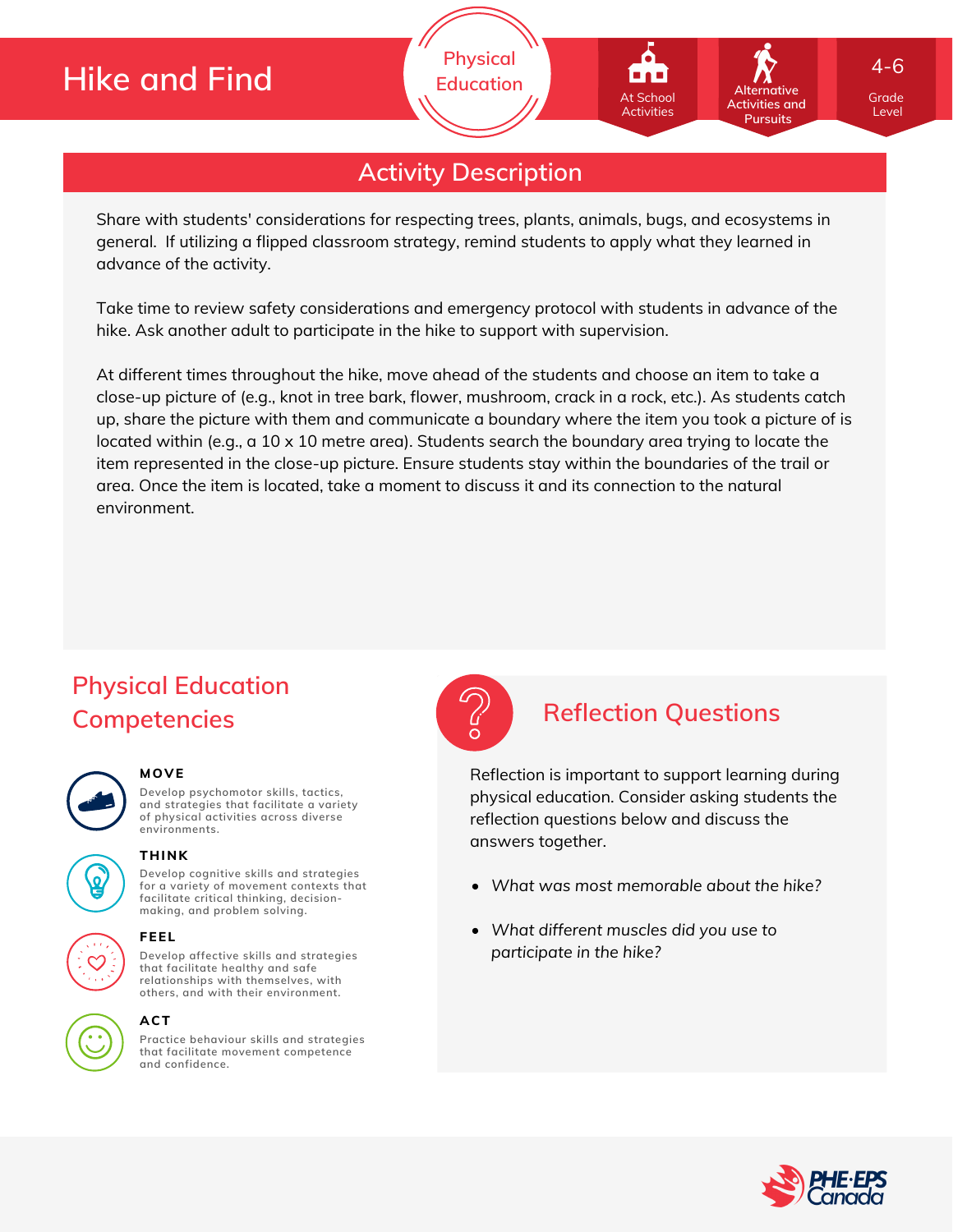# Hike and Find

Physical Education

At School Activities | Alternative Activities and Pursuits | 4-6 Grade Level

## Activity Description

Share with students' considerations for respecting trees, plants, animals, bugs, and ecosystems in general. If utilizing a flipped classroom strategy, remind students to apply what they learned in advance of the activity.

Take time to review safety considerations and emergency protocol with students in advance of the hike. Ask another adult to participate in the hike to support with supervision.

At different times throughout the hike, move ahead of the students and choose an item to take a close-up picture of (e.g., knot in tree bark, flower, mushroom, crack in a rock, etc.). As students catch up, share the picture with them and communicate a boundary where the item you took a picture of is located within (e.g., a 10 x 10 metre area). Students search the boundary area trying to locate the item represented in the close-up picture. Ensure students stay within the boundaries of the trail or area. Once the item is located, take a moment to discuss it and its connection to the natural environment.

## Physical Education Competencies

**MOVE**
Develop psychomotor skills, tactics, and strategies that facilitate a variety of physical activities across diverse environments.

**THINK**
Develop cognitive skills and strategies for a variety of movement contexts that facilitate critical thinking, decision-making, and problem solving.

**FEEL**
Develop affective skills and strategies that facilitate healthy and safe relationships with themselves, with others, and with their environment.

**ACT**
Practice behaviour skills and strategies that facilitate movement competence and confidence.

## Reflection Questions

Reflection is important to support learning during physical education. Consider asking students the reflection questions below and discuss the answers together.

- *What was most memorable about the hike?*
- *What different muscles did you use to participate in the hike?*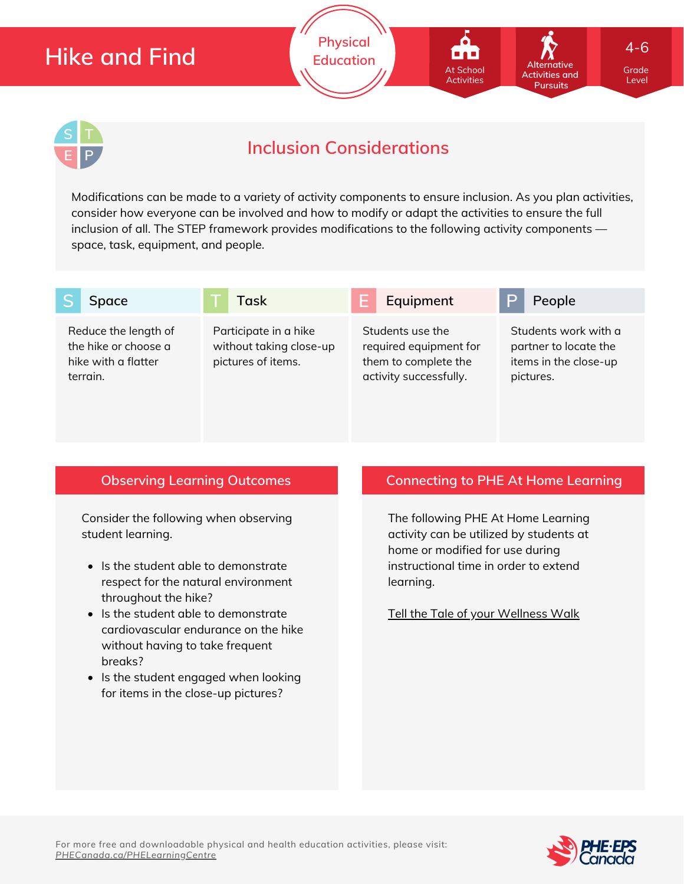# Hike and Find

Physical Education

At School Activities

Alternative Activities and Pursuits

4-6 Grade Level

## Inclusion Considerations

Modifications can be made to a variety of activity components to ensure inclusion. As you plan activities, consider how everyone can be involved and how to modify or adapt the activities to ensure the full inclusion of all. The STEP framework provides modifications to the following activity components — space, task, equipment, and people.

| S Space | T Task | E Equipment | P People |
|---|---|---|---|
| Reduce the length of the hike or choose a hike with a flatter terrain. | Participate in a hike without taking close-up pictures of items. | Students use the required equipment for them to complete the activity successfully. | Students work with a partner to locate the items in the close-up pictures. |

## Observing Learning Outcomes

Consider the following when observing student learning.

- Is the student able to demonstrate respect for the natural environment throughout the hike?
- Is the student able to demonstrate cardiovascular endurance on the hike without having to take frequent breaks?
- Is the student engaged when looking for items in the close-up pictures?

## Connecting to PHE At Home Learning

The following PHE At Home Learning activity can be utilized by students at home or modified for use during instructional time in order to extend learning.

Tell the Tale of your Wellness Walk

For more free and downloadable physical and health education activities, please visit: PHECanada.ca/PHELearningCentre

PHE-EPS Canada